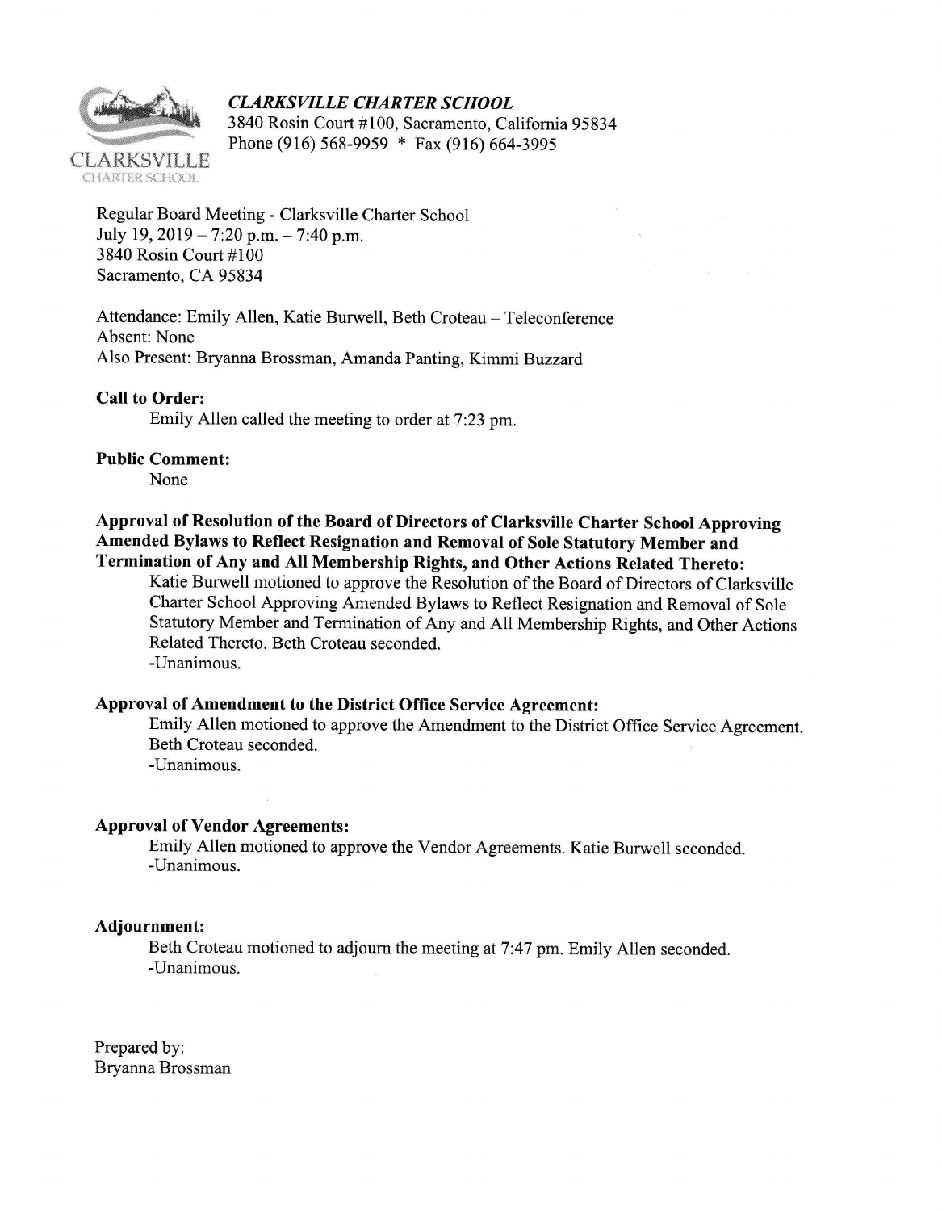***CLARKSVILLE CHARTER SCHOOL***
3840 Rosin Court #100, Sacramento, California 95834
Phone (916) 568-9959 * Fax (916) 664-3995

CLARKSVILLE CHARTER SCHOOL

Regular Board Meeting - Clarksville Charter School
July 19, 2019 – 7:20 p.m. – 7:40 p.m.
3840 Rosin Court #100
Sacramento, CA 95834

Attendance: Emily Allen, Katie Burwell, Beth Croteau – Teleconference
Absent: None
Also Present: Bryanna Brossman, Amanda Panting, Kimmi Buzzard

**Call to Order:**

Emily Allen called the meeting to order at 7:23 pm.

**Public Comment:**

None

**Approval of Resolution of the Board of Directors of Clarksville Charter School Approving Amended Bylaws to Reflect Resignation and Removal of Sole Statutory Member and Termination of Any and All Membership Rights, and Other Actions Related Thereto:**

Katie Burwell motioned to approve the Resolution of the Board of Directors of Clarksville Charter School Approving Amended Bylaws to Reflect Resignation and Removal of Sole Statutory Member and Termination of Any and All Membership Rights, and Other Actions Related Thereto. Beth Croteau seconded.
-Unanimous.

**Approval of Amendment to the District Office Service Agreement:**

Emily Allen motioned to approve the Amendment to the District Office Service Agreement. Beth Croteau seconded.
-Unanimous.

**Approval of Vendor Agreements:**

Emily Allen motioned to approve the Vendor Agreements. Katie Burwell seconded.
-Unanimous.

**Adjournment:**

Beth Croteau motioned to adjourn the meeting at 7:47 pm. Emily Allen seconded.
-Unanimous.

Prepared by:
Bryanna Brossman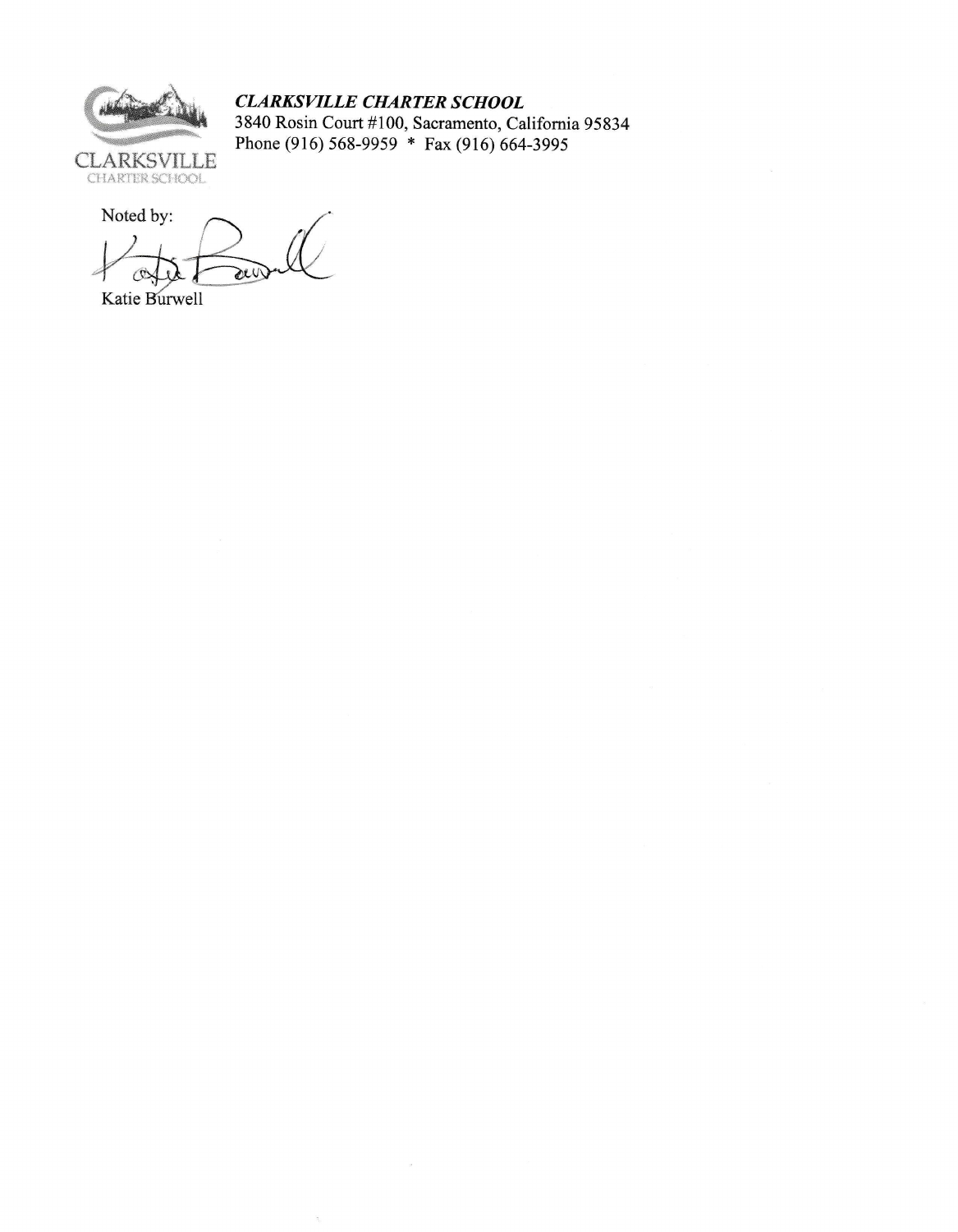***CLARKSVILLE CHARTER SCHOOL***
3840 Rosin Court #100, Sacramento, California 95834
Phone (916) 568-9959 * Fax (916) 664-3995

Noted by:

Katie Burwell